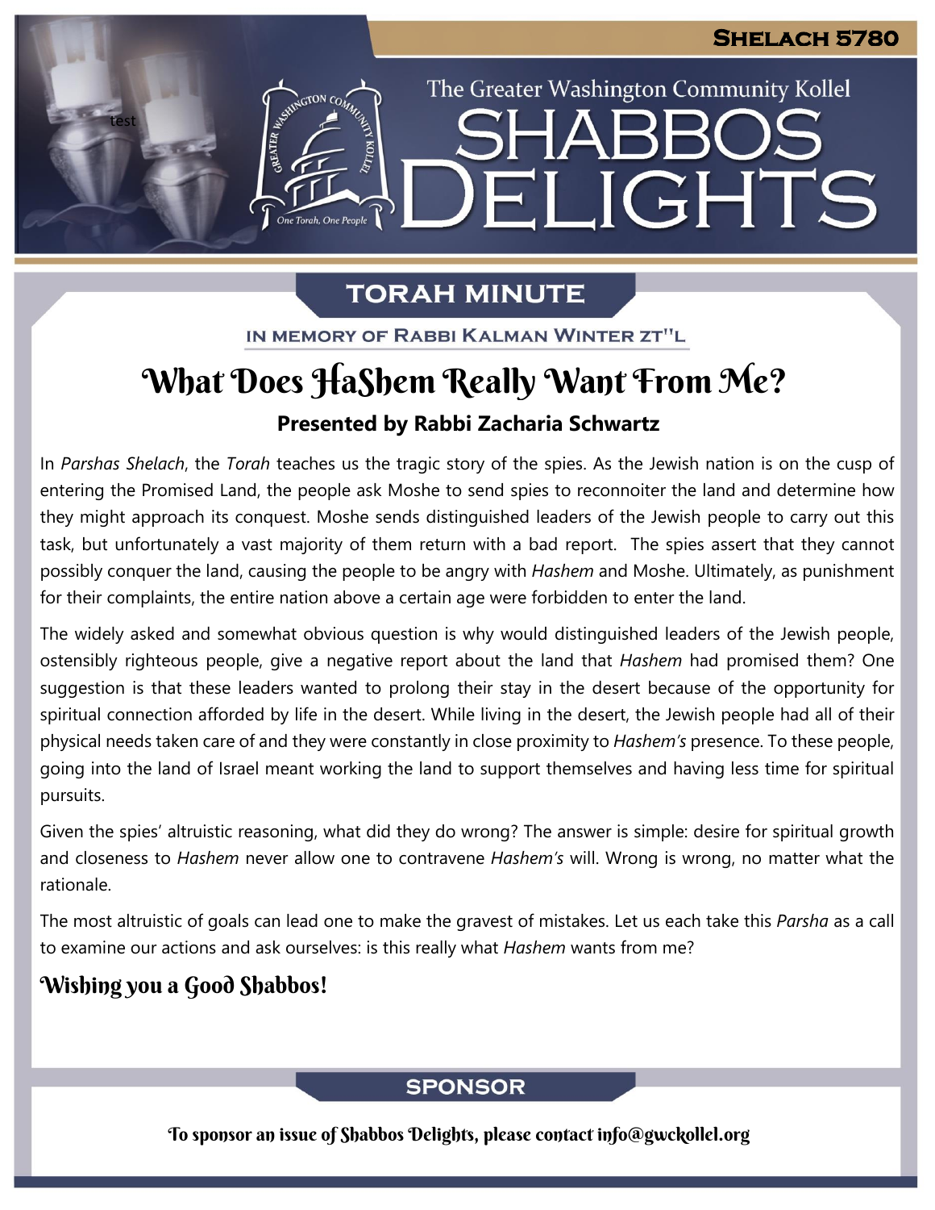Shelach 5780

The Greater Washington Community Kollel

# Shabbos Delights

## Torah Minute

In memory of Rabbi Kalman Winter zt"l

# What Does HaShem Really Want From Me?

**Presented by Rabbi Zacharia Schwartz**

In *Parshas Shelach*, the *Torah* teaches us the tragic story of the spies. As the Jewish nation is on the cusp of entering the Promised Land, the people ask Moshe to send spies to reconnoiter the land and determine how they might approach its conquest. Moshe sends distinguished leaders of the Jewish people to carry out this task, but unfortunately a vast majority of them return with a bad report. The spies assert that they cannot possibly conquer the land, causing the people to be angry with *Hashem* and Moshe. Ultimately, as punishment for their complaints, the entire nation above a certain age were forbidden to enter the land.

The widely asked and somewhat obvious question is why would distinguished leaders of the Jewish people, ostensibly righteous people, give a negative report about the land that *Hashem* had promised them? One suggestion is that these leaders wanted to prolong their stay in the desert because of the opportunity for spiritual connection afforded by life in the desert. While living in the desert, the Jewish people had all of their physical needs taken care of and they were constantly in close proximity to *Hashem's* presence. To these people, going into the land of Israel meant working the land to support themselves and having less time for spiritual pursuits.

Given the spies' altruistic reasoning, what did they do wrong? The answer is simple: desire for spiritual growth and closeness to *Hashem* never allow one to contravene *Hashem's* will. Wrong is wrong, no matter what the rationale.

The most altruistic of goals can lead one to make the gravest of mistakes. Let us each take this *Parsha* as a call to examine our actions and ask ourselves: is this really what *Hashem* wants from me?

### Wishing you a Good Shabbos!

## Sponsor

To sponsor an issue of Shabbos Delights, please contact info@gwckollel.org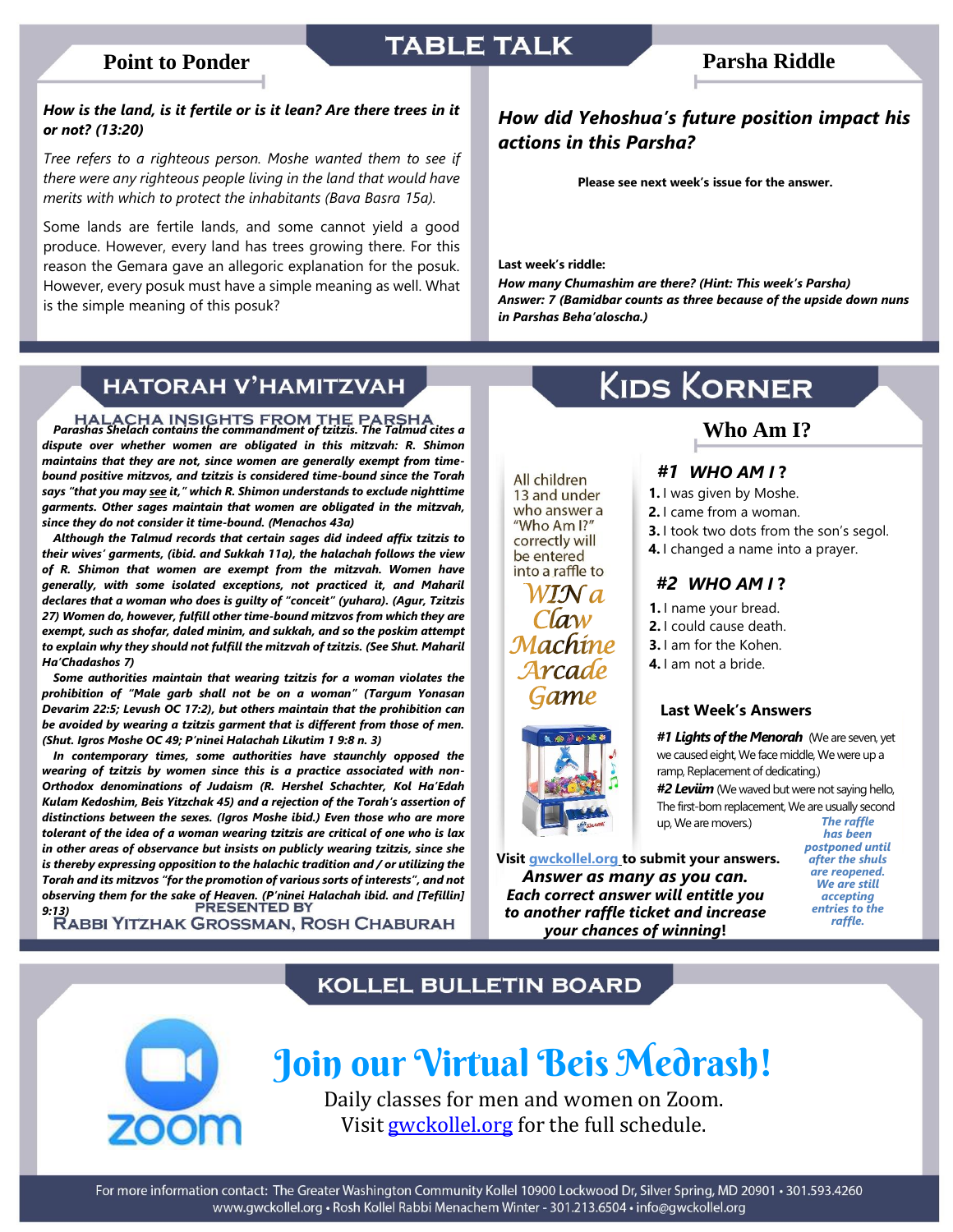# TABLE TALK

## Point to Ponder

***How is the land, is it fertile or is it lean? Are there trees in it or not? (13:20)***

*Tree refers to a righteous person. Moshe wanted them to see if there were any righteous people living in the land that would have merits with which to protect the inhabitants (Bava Basra 15a).*

Some lands are fertile lands, and some cannot yield a good produce. However, every land has trees growing there. For this reason the Gemara gave an allegoric explanation for the posuk. However, every posuk must have a simple meaning as well. What is the simple meaning of this posuk?

## Parsha Riddle

***How did Yehoshua's future position impact his actions in this Parsha?***

**Please see next week's issue for the answer.**

**Last week's riddle:**

***How many Chumashim are there? (Hint: This week's Parsha)***
***Answer: 7 (Bamidbar counts as three because of the upside down nuns in Parshas Beha'aloscha.)***

# HATORAH V'HAMITZVAH

## HALACHA INSIGHTS FROM THE PARSHA

***Parashas Shelach contains the commandment of tzitzis. The Talmud cites a dispute over whether women are obligated in this mitzvah: R. Shimon maintains that they are not, since women are generally exempt from time-bound positive mitzvos, and tzitzis is considered time-bound since the Torah says "that you may see it," which R. Shimon understands to exclude nighttime garments. Other sages maintain that women are obligated in the mitzvah, since they do not consider it time-bound. (Menachos 43a)***

***Although the Talmud records that certain sages did indeed affix tzitzis to their wives' garments, (ibid. and Sukkah 11a), the halachah follows the view of R. Shimon that women are exempt from the mitzvah. Women have generally, with some isolated exceptions, not practiced it, and Maharil declares that a woman who does is guilty of "conceit" (yuhara). (Agur, Tzitzis 27) Women do, however, fulfill other time-bound mitzvos from which they are exempt, such as shofar, daled minim, and sukkah, and so the poskim attempt to explain why they should not fulfill the mitzvah of tzitzis. (See Shut. Maharil Ha'Chadashos 7)***

***Some authorities maintain that wearing tzitzis for a woman violates the prohibition of "Male garb shall not be on a woman" (Targum Yonasan Devarim 22:5; Levush OC 17:2), but others maintain that the prohibition can be avoided by wearing a tzitzis garment that is different from those of men. (Shut. Igros Moshe OC 49; P'ninei Halachah Likutim 1 9:8 n. 3)***

***In contemporary times, some authorities have staunchly opposed the wearing of tzitzis by women since this is a practice associated with non-Orthodox denominations of Judaism (R. Hershel Schachter, Kol Ha'Edah Kulam Kedoshim, Beis Yitzchak 45) and a rejection of the Torah's assertion of distinctions between the sexes. (Igros Moshe ibid.) Even those who are more tolerant of the idea of a woman wearing tzitzis are critical of one who is lax in other areas of observance but insists on publicly wearing tzitzis, since she is thereby expressing opposition to the halachic tradition and / or utilizing the Torah and its mitzvos "for the promotion of various sorts of interests", and not observing them for the sake of Heaven. (P'ninei Halachah ibid. and [Tefillin] 9:13)***

PRESENTED BY
RABBI YITZHAK GROSSMAN, ROSH CHABURAH

# KIDS KORNER

## Who Am I?

All children 13 and under who answer a "Who Am I?" correctly will be entered into a raffle to *WIN a Claw Machine Arcade Game*

### #1 WHO AM I ?

1. I was given by Moshe.
2. I came from a woman.
3. I took two dots from the son's segol.
4. I changed a name into a prayer.

### #2 WHO AM I ?

1. I name your bread.
2. I could cause death.
3. I am for the Kohen.
4. I am not a bride.

### Last Week's Answers

***#1 Lights of the Menorah*** (We are seven, yet we caused eight, We face middle, We were up a ramp, Replacement of dedicating.)

***#2 Leviim*** (We waved but were not saying hello, The first-born replacement, We are usually second up, We are movers.)

*The raffle has been postponed until after the shuls are reopened. We are still accepting entries to the raffle.*

**Visit gwckollel.org to submit your answers.**
***Answer as many as you can. Each correct answer will entitle you to another raffle ticket and increase your chances of winning!***

# KOLLEL BULLETIN BOARD

## Join our Virtual Beis Medrash!

Daily classes for men and women on Zoom.
Visit gwckollel.org for the full schedule.

For more information contact: The Greater Washington Community Kollel 10900 Lockwood Dr, Silver Spring, MD 20901 • 301.593.4260
www.gwckollel.org • Rosh Kollel Rabbi Menachem Winter - 301.213.6504 • info@gwckollel.org